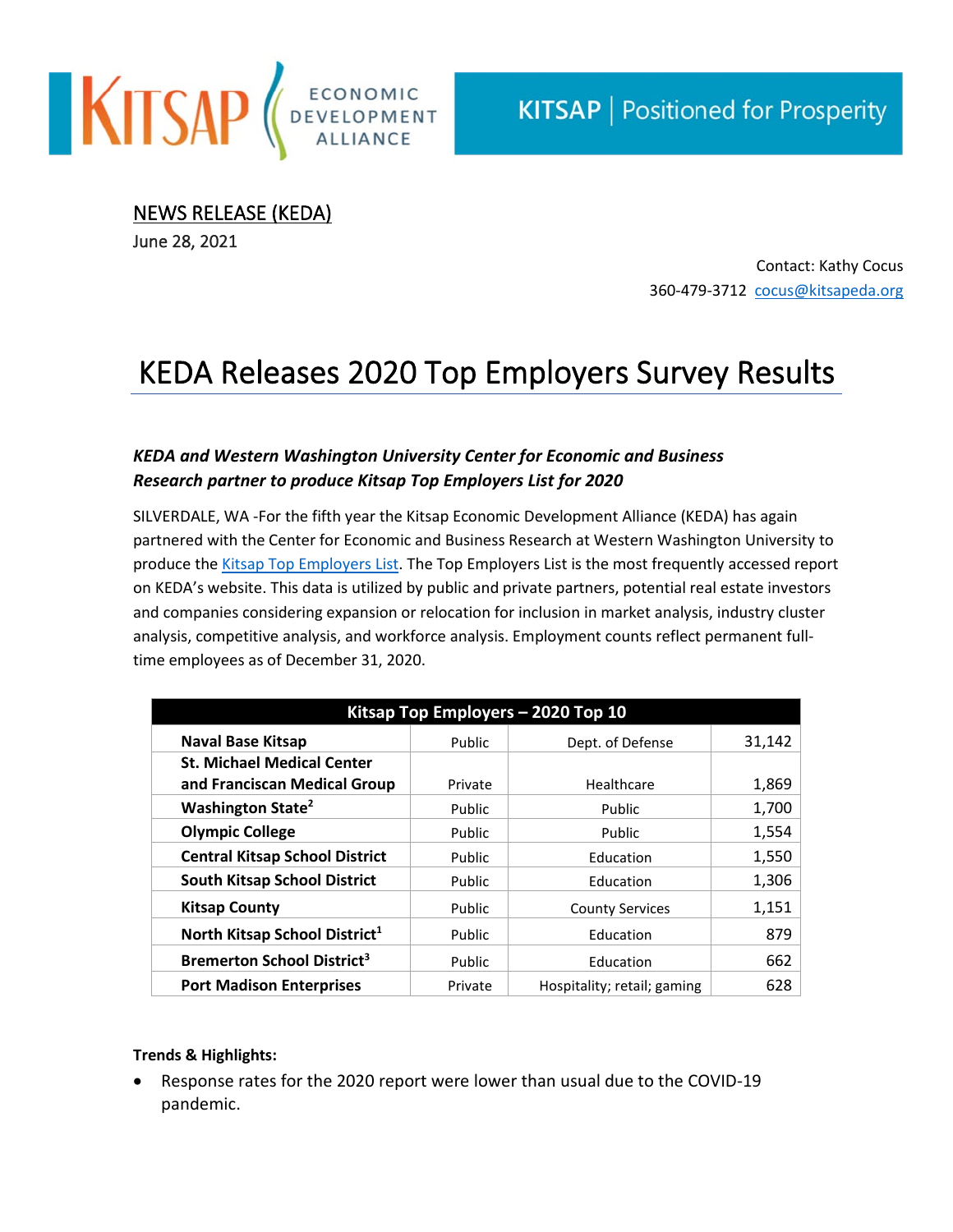KITSAP ECONOMIC DEVELOPMENT ALLIANCE

KITSAP | Positioned for Prosperity

NEWS RELEASE (KEDA)

June 28, 2021

Contact: Kathy Cocus
360-479-3712 cocus@kitsapeda.org

# KEDA Releases 2020 Top Employers Survey Results

***KEDA and Western Washington University Center for Economic and Business Research partner to produce Kitsap Top Employers List for 2020***

SILVERDALE, WA -For the fifth year the Kitsap Economic Development Alliance (KEDA) has again partnered with the Center for Economic and Business Research at Western Washington University to produce the Kitsap Top Employers List. The Top Employers List is the most frequently accessed report on KEDA's website. This data is utilized by public and private partners, potential real estate investors and companies considering expansion or relocation for inclusion in market analysis, industry cluster analysis, competitive analysis, and workforce analysis. Employment counts reflect permanent full-time employees as of December 31, 2020.

| Kitsap Top Employers – 2020 Top 10 | | | |
|---|---|---|---|
| **Naval Base Kitsap** | Public | Dept. of Defense | 31,142 |
| **St. Michael Medical Center and Franciscan Medical Group** | Private | Healthcare | 1,869 |
| **Washington State**[2] | Public | Public | 1,700 |
| **Olympic College** | Public | Public | 1,554 |
| **Central Kitsap School District** | Public | Education | 1,550 |
| **South Kitsap School District** | Public | Education | 1,306 |
| **Kitsap County** | Public | County Services | 1,151 |
| **North Kitsap School District**[1] | Public | Education | 879 |
| **Bremerton School District**[3] | Public | Education | 662 |
| **Port Madison Enterprises** | Private | Hospitality; retail; gaming | 628 |

**Trends & Highlights:**

- Response rates for the 2020 report were lower than usual due to the COVID-19 pandemic.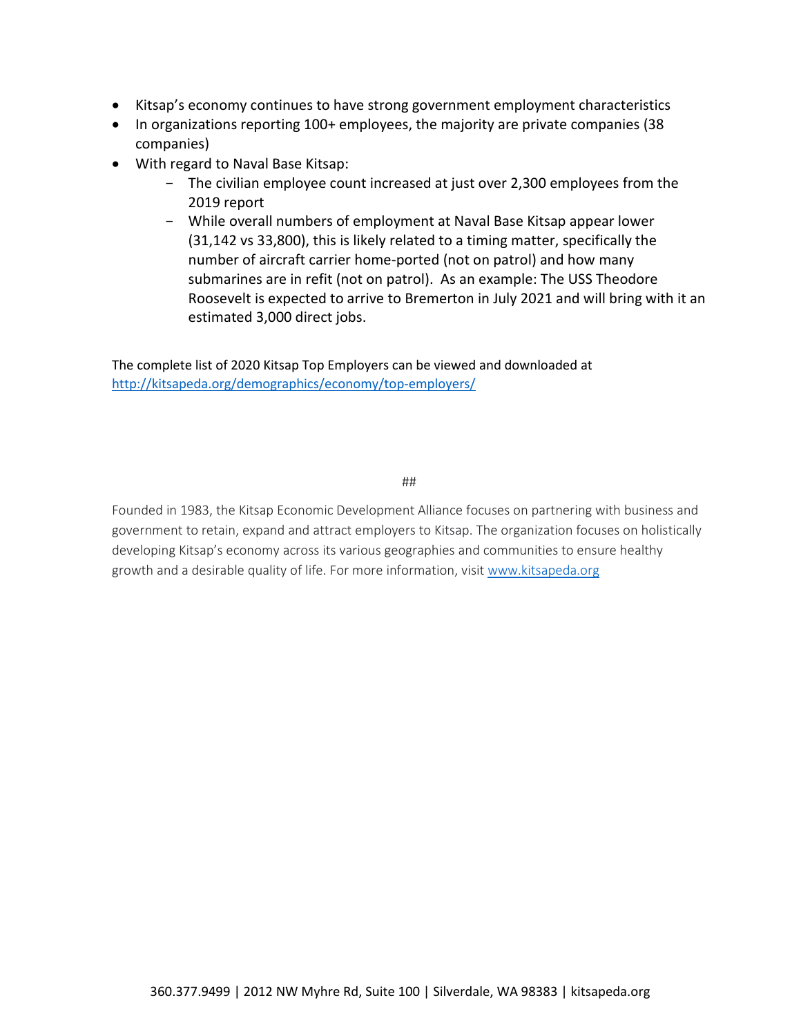- Kitsap's economy continues to have strong government employment characteristics
- In organizations reporting 100+ employees, the majority are private companies (38 companies)
- With regard to Naval Base Kitsap:
  - The civilian employee count increased at just over 2,300 employees from the 2019 report
  - While overall numbers of employment at Naval Base Kitsap appear lower (31,142 vs 33,800), this is likely related to a timing matter, specifically the number of aircraft carrier home-ported (not on patrol) and how many submarines are in refit (not on patrol). As an example: The USS Theodore Roosevelt is expected to arrive to Bremerton in July 2021 and will bring with it an estimated 3,000 direct jobs.

The complete list of 2020 Kitsap Top Employers can be viewed and downloaded at http://kitsapeda.org/demographics/economy/top-employers/

##

Founded in 1983, the Kitsap Economic Development Alliance focuses on partnering with business and government to retain, expand and attract employers to Kitsap. The organization focuses on holistically developing Kitsap's economy across its various geographies and communities to ensure healthy growth and a desirable quality of life. For more information, visit www.kitsapeda.org

360.377.9499 | 2012 NW Myhre Rd, Suite 100 | Silverdale, WA 98383 | kitsapeda.org